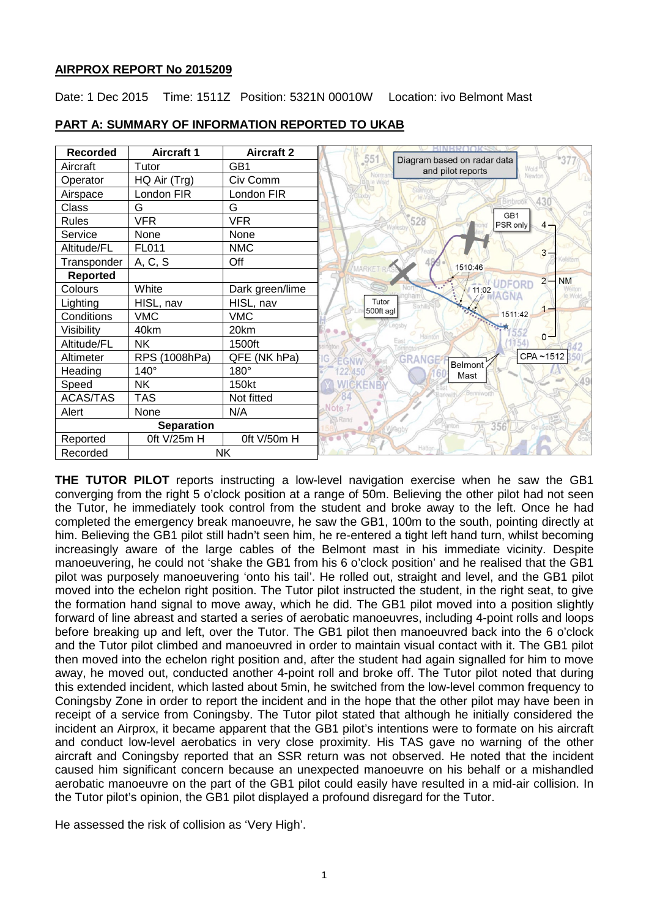**AIRPROX REPORT No 2015209**

Date: 1 Dec 2015 Time: 1511Z Position: 5321N 00010W Location: ivo Belmont Mast

**PART A: SUMMARY OF INFORMATION REPORTED TO UKAB**

| Recorded | Aircraft 1 | Aircraft 2 |
|---|---|---|
| Aircraft | Tutor | GB1 |
| Operator | HQ Air (Trg) | Civ Comm |
| Airspace | London FIR | London FIR |
| Class | G | G |
| Rules | VFR | VFR |
| Service | None | None |
| Altitude/FL | FL011 | NMC |
| Transponder | A, C, S | Off |
| **Reported** | | |
| Colours | White | Dark green/lime |
| Lighting | HISL, nav | HISL, nav |
| Conditions | VMC | VMC |
| Visibility | 40km | 20km |
| Altitude/FL | NK | 1500ft |
| Altimeter | RPS (1008hPa) | QFE (NK hPa) |
| Heading | 140° | 180° |
| Speed | NK | 150kt |
| ACAS/TAS | TAS | Not fitted |
| Alert | None | N/A |
| **Separation** | | |
| Reported | 0ft V/25m H | 0ft V/50m H |
| Recorded | NK | |

Diagram based on radar data and pilot reports

**THE TUTOR PILOT** reports instructing a low-level navigation exercise when he saw the GB1 converging from the right 5 o'clock position at a range of 50m. Believing the other pilot had not seen the Tutor, he immediately took control from the student and broke away to the left. Once he had completed the emergency break manoeuvre, he saw the GB1, 100m to the south, pointing directly at him. Believing the GB1 pilot still hadn't seen him, he re-entered a tight left hand turn, whilst becoming increasingly aware of the large cables of the Belmont mast in his immediate vicinity. Despite manoeuvering, he could not 'shake the GB1 from his 6 o'clock position' and he realised that the GB1 pilot was purposely manoeuvering 'onto his tail'. He rolled out, straight and level, and the GB1 pilot moved into the echelon right position. The Tutor pilot instructed the student, in the right seat, to give the formation hand signal to move away, which he did. The GB1 pilot moved into a position slightly forward of line abreast and started a series of aerobatic manoeuvres, including 4-point rolls and loops before breaking up and left, over the Tutor. The GB1 pilot then manoeuvred back into the 6 o'clock and the Tutor pilot climbed and manoeuvred in order to maintain visual contact with it. The GB1 pilot then moved into the echelon right position and, after the student had again signalled for him to move away, he moved out, conducted another 4-point roll and broke off. The Tutor pilot noted that during this extended incident, which lasted about 5min, he switched from the low-level common frequency to Coningsby Zone in order to report the incident and in the hope that the other pilot may have been in receipt of a service from Coningsby. The Tutor pilot stated that although he initially considered the incident an Airprox, it became apparent that the GB1 pilot's intentions were to formate on his aircraft and conduct low-level aerobatics in very close proximity. His TAS gave no warning of the other aircraft and Coningsby reported that an SSR return was not observed. He noted that the incident caused him significant concern because an unexpected manoeuvre on his behalf or a mishandled aerobatic manoeuvre on the part of the GB1 pilot could easily have resulted in a mid-air collision. In the Tutor pilot's opinion, the GB1 pilot displayed a profound disregard for the Tutor.

He assessed the risk of collision as 'Very High'.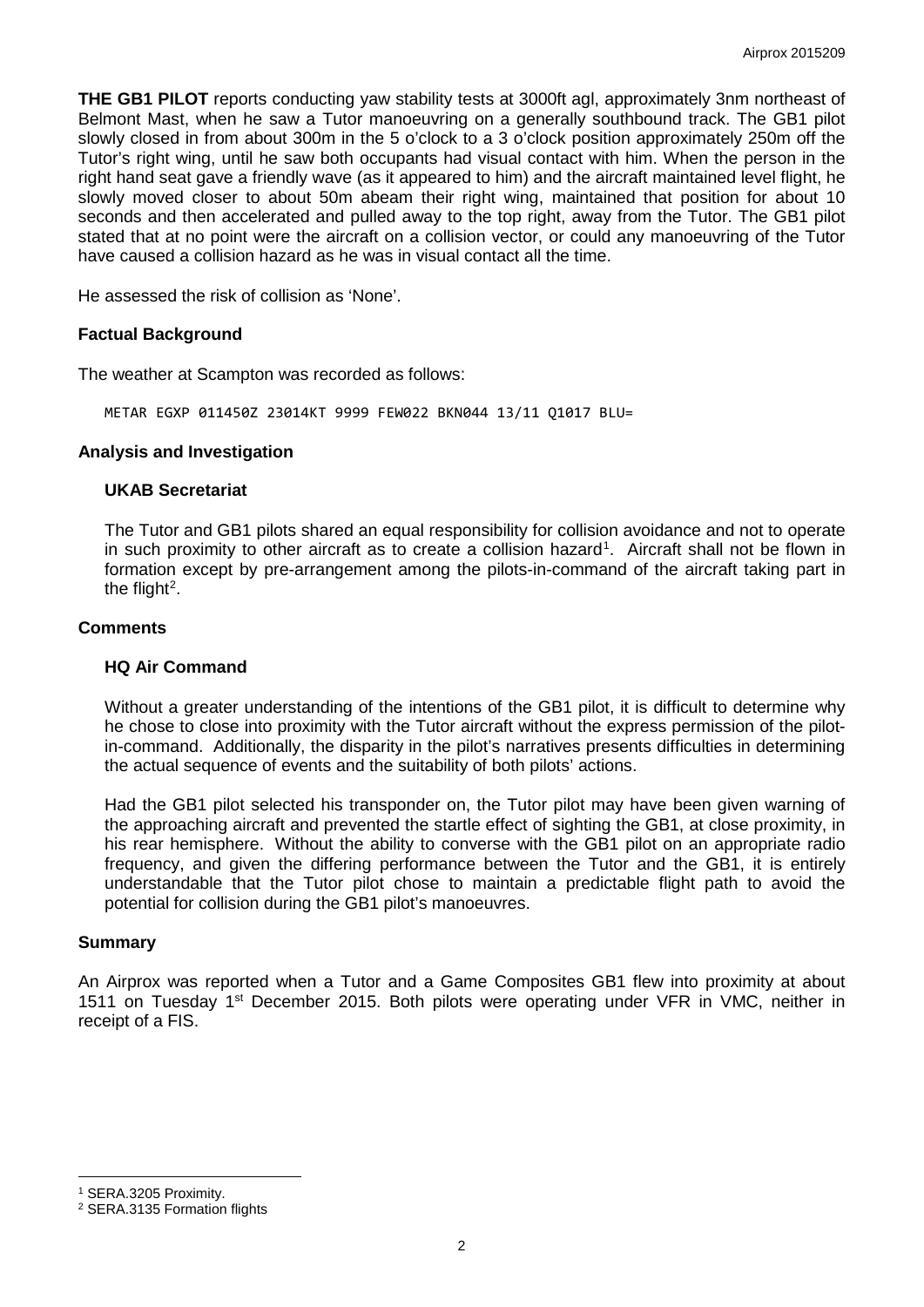**THE GB1 PILOT** reports conducting yaw stability tests at 3000ft agl, approximately 3nm northeast of Belmont Mast, when he saw a Tutor manoeuvring on a generally southbound track. The GB1 pilot slowly closed in from about 300m in the 5 o'clock to a 3 o'clock position approximately 250m off the Tutor's right wing, until he saw both occupants had visual contact with him. When the person in the right hand seat gave a friendly wave (as it appeared to him) and the aircraft maintained level flight, he slowly moved closer to about 50m abeam their right wing, maintained that position for about 10 seconds and then accelerated and pulled away to the top right, away from the Tutor. The GB1 pilot stated that at no point were the aircraft on a collision vector, or could any manoeuvring of the Tutor have caused a collision hazard as he was in visual contact all the time.

He assessed the risk of collision as 'None'.

## Factual Background

The weather at Scampton was recorded as follows:

```
METAR EGXP 011450Z 23014KT 9999 FEW022 BKN044 13/11 Q1017 BLU=
```

## Analysis and Investigation

### UKAB Secretariat

The Tutor and GB1 pilots shared an equal responsibility for collision avoidance and not to operate in such proximity to other aircraft as to create a collision hazard[1]. Aircraft shall not be flown in formation except by pre-arrangement among the pilots-in-command of the aircraft taking part in the flight[2].

## Comments

### HQ Air Command

Without a greater understanding of the intentions of the GB1 pilot, it is difficult to determine why he chose to close into proximity with the Tutor aircraft without the express permission of the pilot-in-command. Additionally, the disparity in the pilot's narratives presents difficulties in determining the actual sequence of events and the suitability of both pilots' actions.

Had the GB1 pilot selected his transponder on, the Tutor pilot may have been given warning of the approaching aircraft and prevented the startle effect of sighting the GB1, at close proximity, in his rear hemisphere. Without the ability to converse with the GB1 pilot on an appropriate radio frequency, and given the differing performance between the Tutor and the GB1, it is entirely understandable that the Tutor pilot chose to maintain a predictable flight path to avoid the potential for collision during the GB1 pilot's manoeuvres.

## Summary

An Airprox was reported when a Tutor and a Game Composites GB1 flew into proximity at about 1511 on Tuesday 1st December 2015. Both pilots were operating under VFR in VMC, neither in receipt of a FIS.

---

[1] SERA.3205 Proximity.

[2] SERA.3135 Formation flights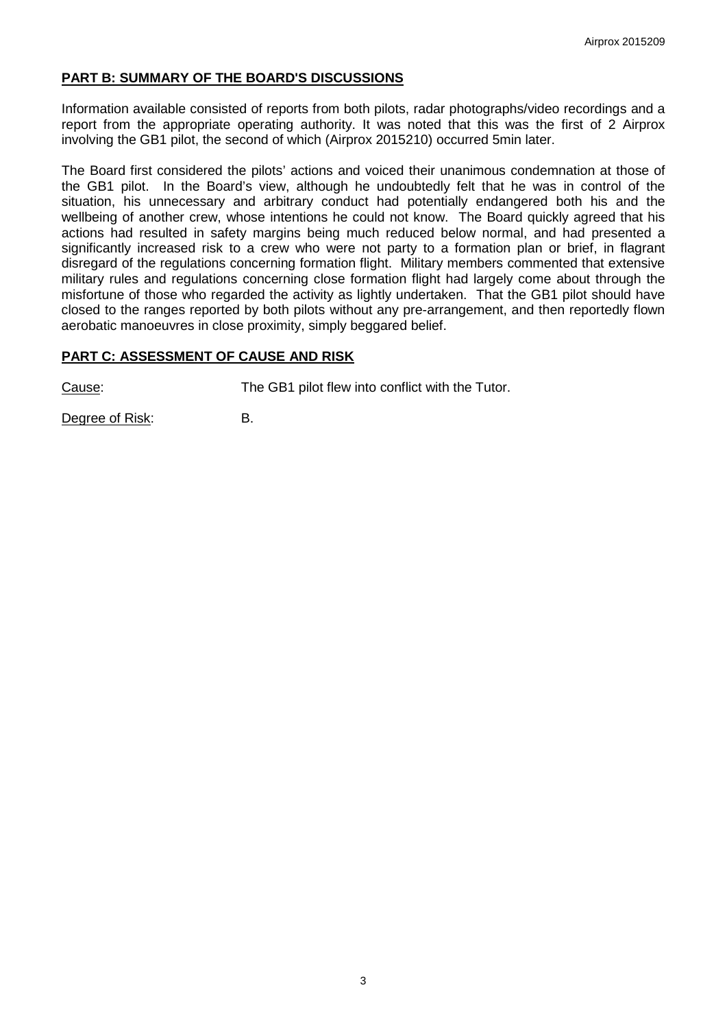## PART B: SUMMARY OF THE BOARD'S DISCUSSIONS

Information available consisted of reports from both pilots, radar photographs/video recordings and a report from the appropriate operating authority. It was noted that this was the first of 2 Airprox involving the GB1 pilot, the second of which (Airprox 2015210) occurred 5min later.

The Board first considered the pilots' actions and voiced their unanimous condemnation at those of the GB1 pilot. In the Board's view, although he undoubtedly felt that he was in control of the situation, his unnecessary and arbitrary conduct had potentially endangered both his and the wellbeing of another crew, whose intentions he could not know. The Board quickly agreed that his actions had resulted in safety margins being much reduced below normal, and had presented a significantly increased risk to a crew who were not party to a formation plan or brief, in flagrant disregard of the regulations concerning formation flight. Military members commented that extensive military rules and regulations concerning close formation flight had largely come about through the misfortune of those who regarded the activity as lightly undertaken. That the GB1 pilot should have closed to the ranges reported by both pilots without any pre-arrangement, and then reportedly flown aerobatic manoeuvres in close proximity, simply beggared belief.

## PART C: ASSESSMENT OF CAUSE AND RISK

Cause: The GB1 pilot flew into conflict with the Tutor.

Degree of Risk: B.